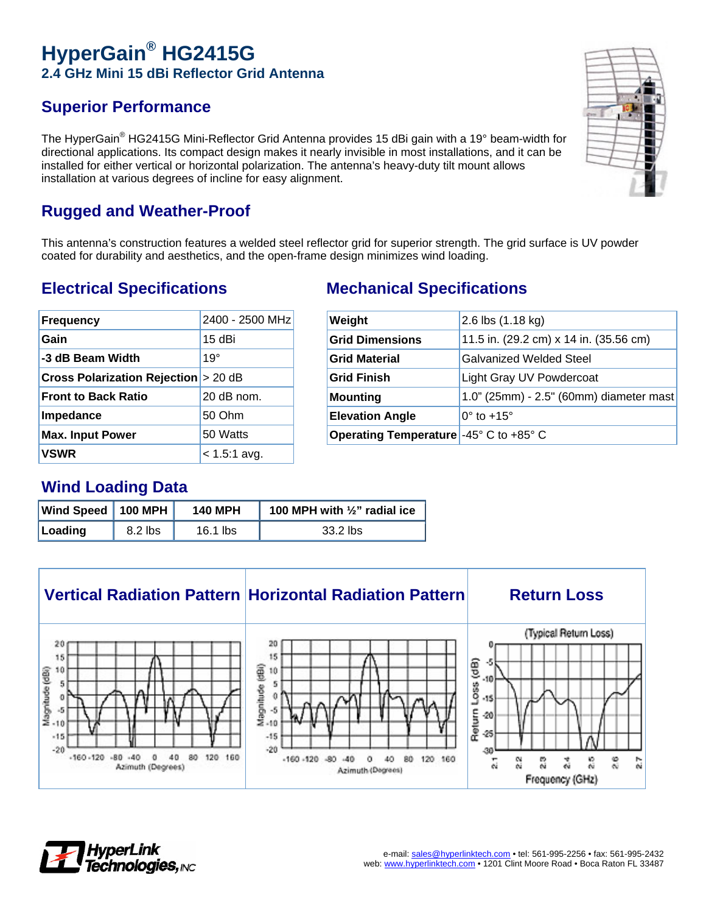# HyperGain® HG2415G

## 2.4 GHz Mini 15 dBi Reflector Grid Antenna

## Superior Performance

The HyperGain® HG2415G Mini-Reflector Grid Antenna provides 15 dBi gain with a 19° beam-width for directional applications. Its compact design makes it nearly invisible in most installations, and it can be installed for either vertical or horizontal polarization. The antenna's heavy-duty tilt mount allows installation at various degrees of incline for easy alignment.

## Rugged and Weather-Proof

This antenna's construction features a welded steel reflector grid for superior strength. The grid surface is UV powder coated for durability and aesthetics, and the open-frame design minimizes wind loading.

## Electrical Specifications

| | |
|---|---|
| **Frequency** | 2400 - 2500 MHz |
| **Gain** | 15 dBi |
| **-3 dB Beam Width** | 19° |
| **Cross Polarization Rejection** | > 20 dB |
| **Front to Back Ratio** | 20 dB nom. |
| **Impedance** | 50 Ohm |
| **Max. Input Power** | 50 Watts |
| **VSWR** | < 1.5:1 avg. |

## Mechanical Specifications

| | |
|---|---|
| **Weight** | 2.6 lbs (1.18 kg) |
| **Grid Dimensions** | 11.5 in. (29.2 cm) x 14 in. (35.56 cm) |
| **Grid Material** | Galvanized Welded Steel |
| **Grid Finish** | Light Gray UV Powdercoat |
| **Mounting** | 1.0" (25mm) - 2.5" (60mm) diameter mast |
| **Elevation Angle** | 0° to +15° |
| **Operating Temperature** | -45° C to +85° C |

## Wind Loading Data

| **Wind Speed** | **100 MPH** | **140 MPH** | **100 MPH with ½" radial ice** |
|---|---|---|---|
| **Loading** | 8.2 lbs | 16.1 lbs | 33.2 lbs |

## Vertical Radiation Pattern

Magnitude (dB)

20, 15, 10, 5, 0, -5, -10, -15, -20

-160 -120 -80 -40 0 40 80 120 160

Azimuth (Degrees)

## Horizontal Radiation Pattern

Magnitude (dB)

20, 15, 10, 5, 0, -5, -10, -15, -20

-160 -120 -80 -40 0 40 80 120 160

Azimuth (Degrees)

## Return Loss

(Typical Return Loss)

Return Loss (dB)

0, -5, -10, -15, -20, -25, -30

2.1 2.2 2.3 2.4 2.5 2.6 2.7

Frequency (GHz)

HyperLink Technologies, INC

e-mail: sales@hyperlinktech.com • tel: 561-995-2256 • fax: 561-995-2432
web: www.hyperlinktech.com • 1201 Clint Moore Road • Boca Raton FL 33487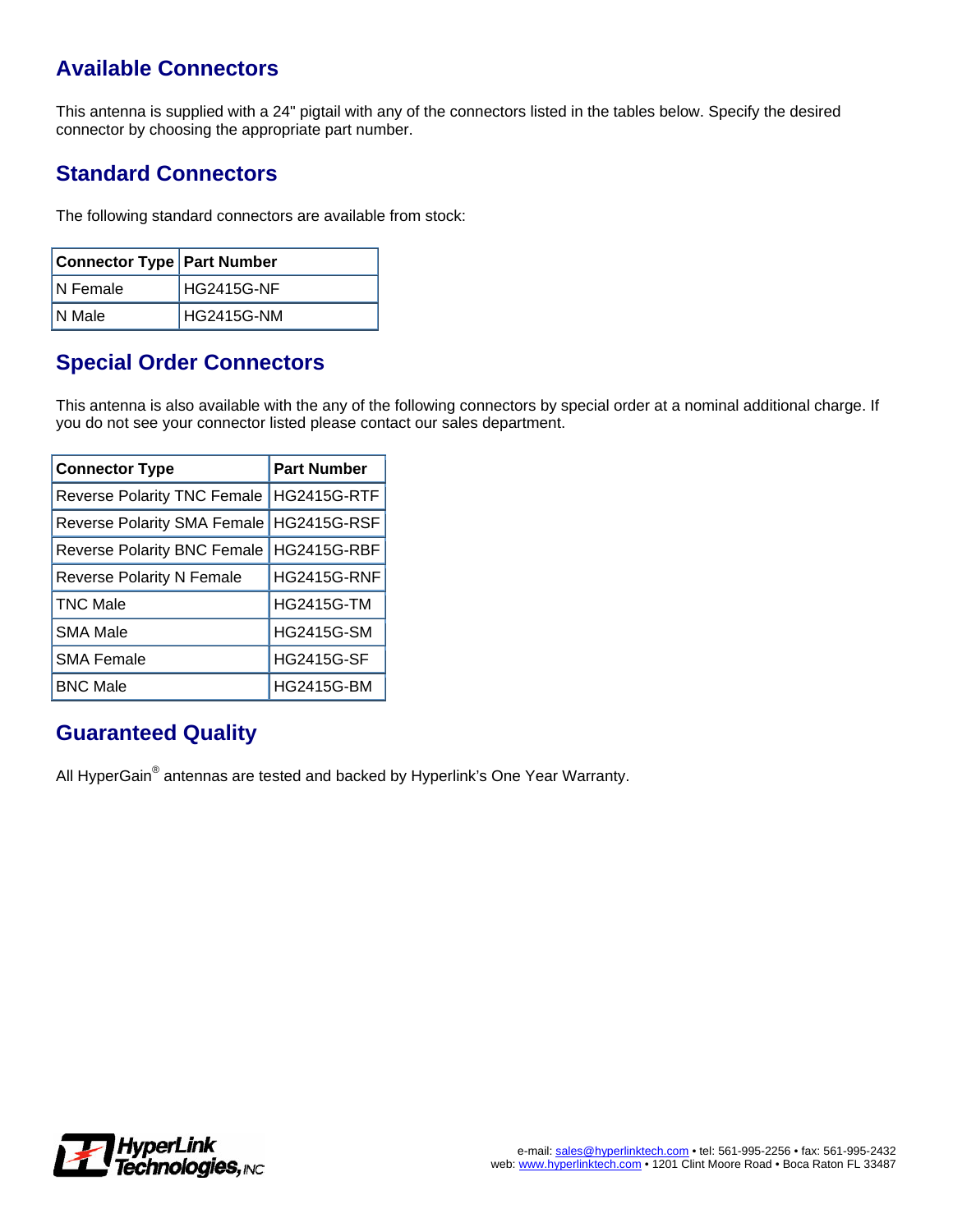## Available Connectors

This antenna is supplied with a 24" pigtail with any of the connectors listed in the tables below. Specify the desired connector by choosing the appropriate part number.

## Standard Connectors

The following standard connectors are available from stock:

| Connector Type | Part Number |
|---|---|
| N Female | HG2415G-NF |
| N Male | HG2415G-NM |

## Special Order Connectors

This antenna is also available with the any of the following connectors by special order at a nominal additional charge. If you do not see your connector listed please contact our sales department.

| Connector Type | Part Number |
|---|---|
| Reverse Polarity TNC Female | HG2415G-RTF |
| Reverse Polarity SMA Female | HG2415G-RSF |
| Reverse Polarity BNC Female | HG2415G-RBF |
| Reverse Polarity N Female | HG2415G-RNF |
| TNC Male | HG2415G-TM |
| SMA Male | HG2415G-SM |
| SMA Female | HG2415G-SF |
| BNC Male | HG2415G-BM |

## Guaranteed Quality

All HyperGain® antennas are tested and backed by Hyperlink's One Year Warranty.

HyperLink Technologies, INC

e-mail: sales@hyperlinktech.com • tel: 561-995-2256 • fax: 561-995-2432
web: www.hyperlinktech.com • 1201 Clint Moore Road • Boca Raton FL 33487